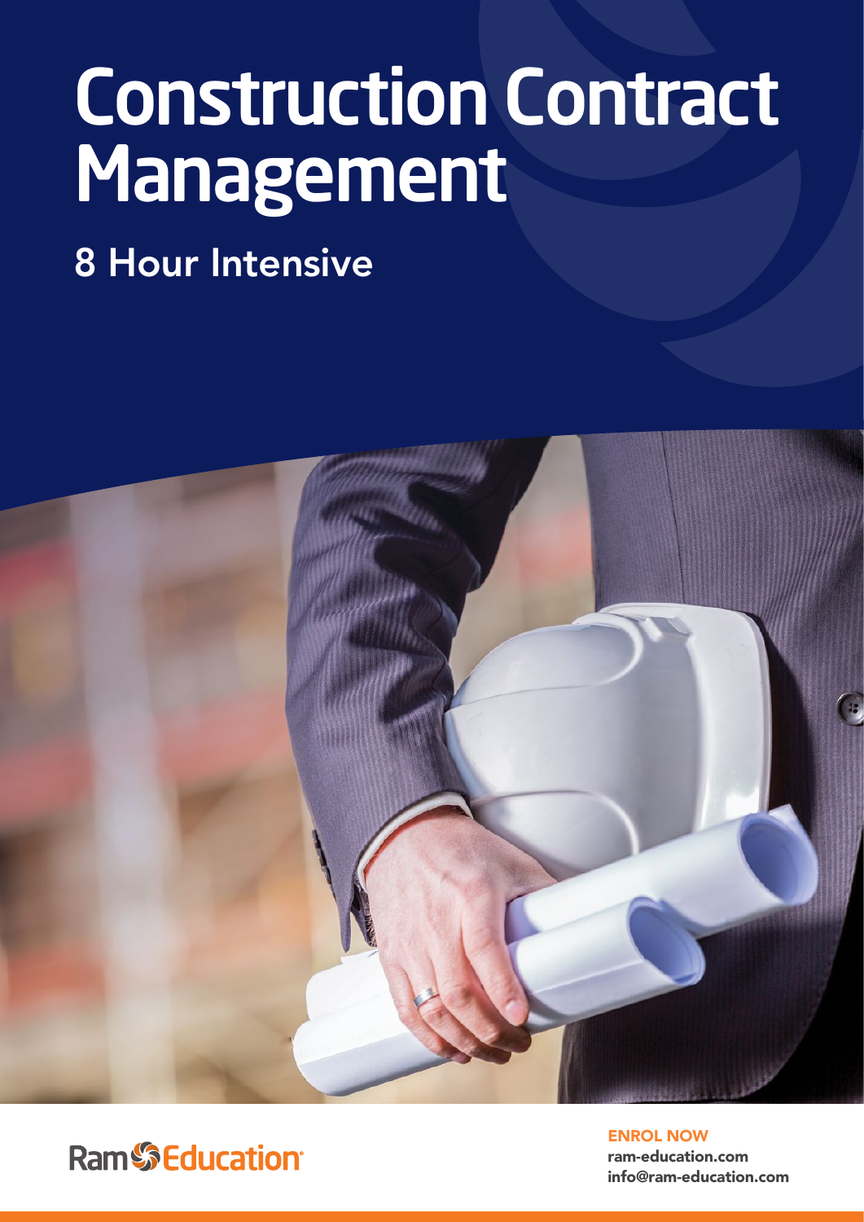# Construction Contract Management

## 8 Hour Intensive

Ram Education

**ENROL NOW**

**ram-education.com**

**info@ram-education.com**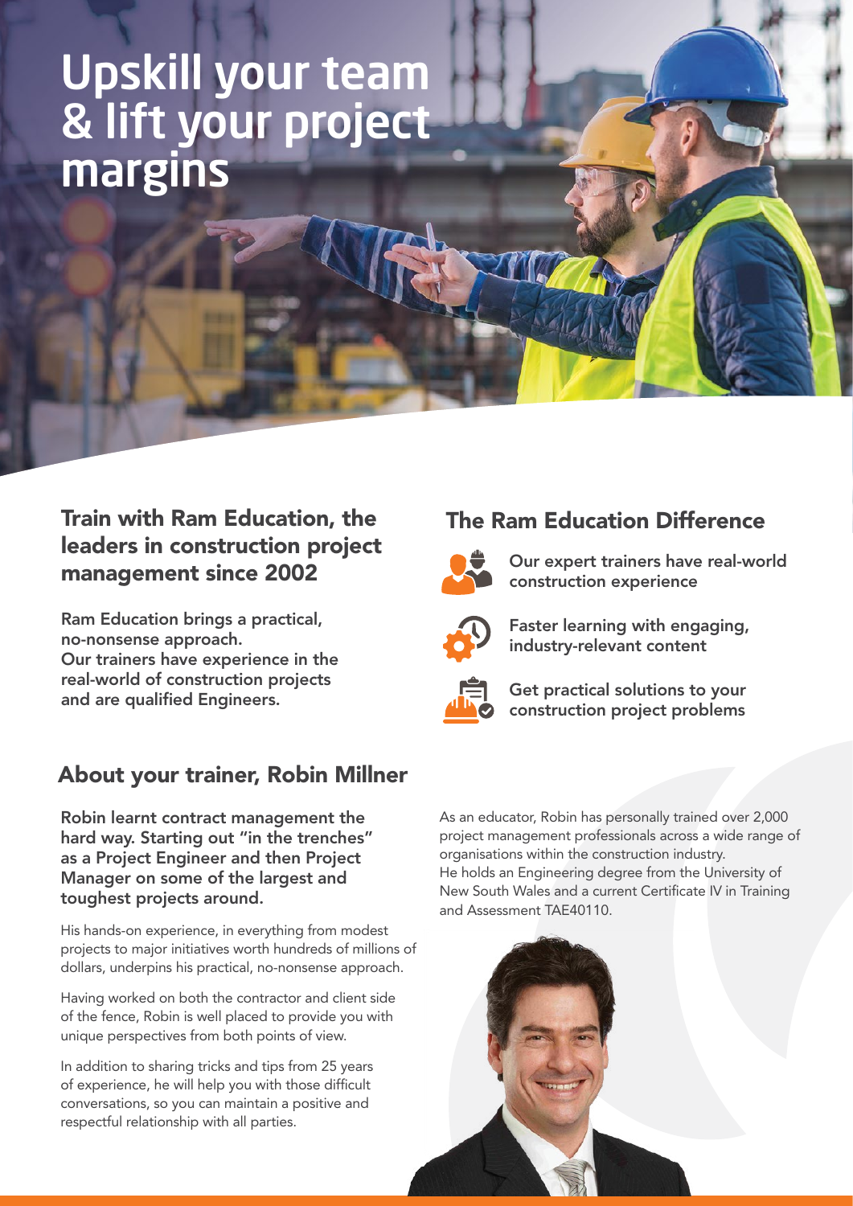# Upskill your team & lift your project margins

## Train with Ram Education, the leaders in construction project management since 2002

**Ram Education brings a practical, no-nonsense approach. Our trainers have experience in the real-world of construction projects and are qualified Engineers.**

## The Ram Education Difference

- **Our expert trainers have real-world construction experience**
- **Faster learning with engaging, industry-relevant content**
- **Get practical solutions to your construction project problems**

## About your trainer, Robin Millner

**Robin learnt contract management the hard way. Starting out "in the trenches" as a Project Engineer and then Project Manager on some of the largest and toughest projects around.**

His hands-on experience, in everything from modest projects to major initiatives worth hundreds of millions of dollars, underpins his practical, no-nonsense approach.

Having worked on both the contractor and client side of the fence, Robin is well placed to provide you with unique perspectives from both points of view.

In addition to sharing tricks and tips from 25 years of experience, he will help you with those difficult conversations, so you can maintain a positive and respectful relationship with all parties.

As an educator, Robin has personally trained over 2,000 project management professionals across a wide range of organisations within the construction industry. He holds an Engineering degree from the University of New South Wales and a current Certificate IV in Training and Assessment TAE40110.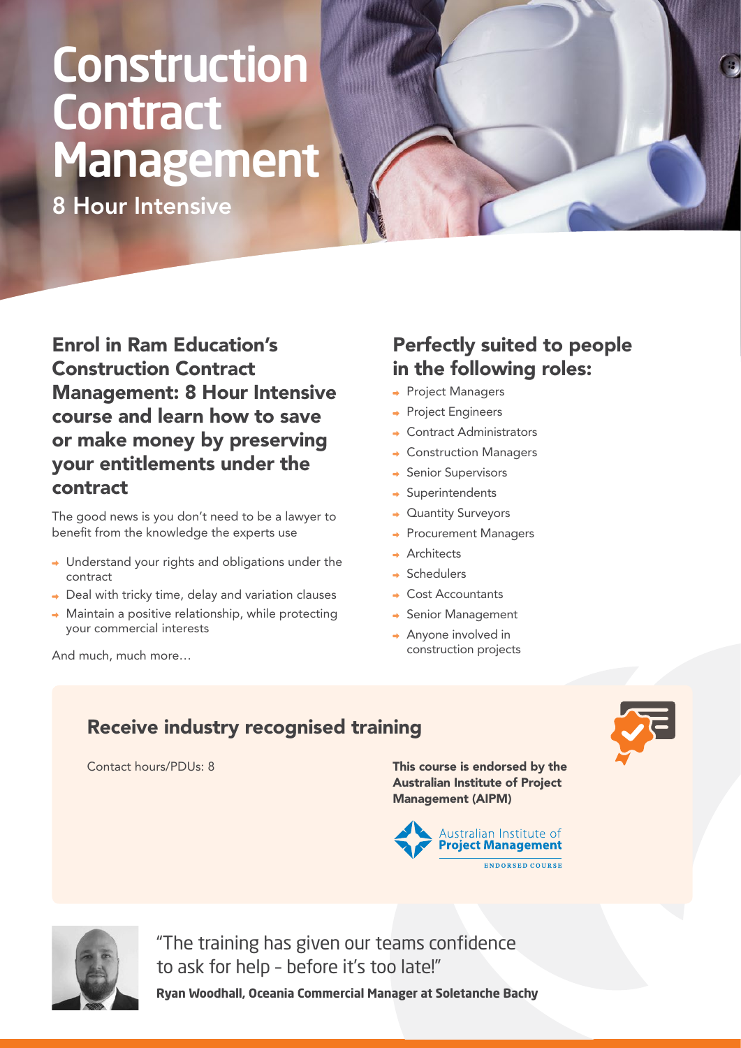# Construction Contract Management

## 8 Hour Intensive

### Enrol in Ram Education's Construction Contract Management: 8 Hour Intensive course and learn how to save or make money by preserving your entitlements under the contract

The good news is you don't need to be a lawyer to benefit from the knowledge the experts use

- Understand your rights and obligations under the contract
- Deal with tricky time, delay and variation clauses
- Maintain a positive relationship, while protecting your commercial interests

And much, much more…

### Perfectly suited to people in the following roles:

- Project Managers
- Project Engineers
- Contract Administrators
- Construction Managers
- Senior Supervisors
- Superintendents
- Quantity Surveyors
- Procurement Managers
- Architects
- Schedulers
- Cost Accountants
- Senior Management
- Anyone involved in construction projects

### Receive industry recognised training

Contact hours/PDUs: 8

**This course is endorsed by the Australian Institute of Project Management (AIPM)**

Australian Institute of Project Management
ENDORSED COURSE

"The training has given our teams confidence to ask for help – before it's too late!"

**Ryan Woodhall, Oceania Commercial Manager at Soletanche Bachy**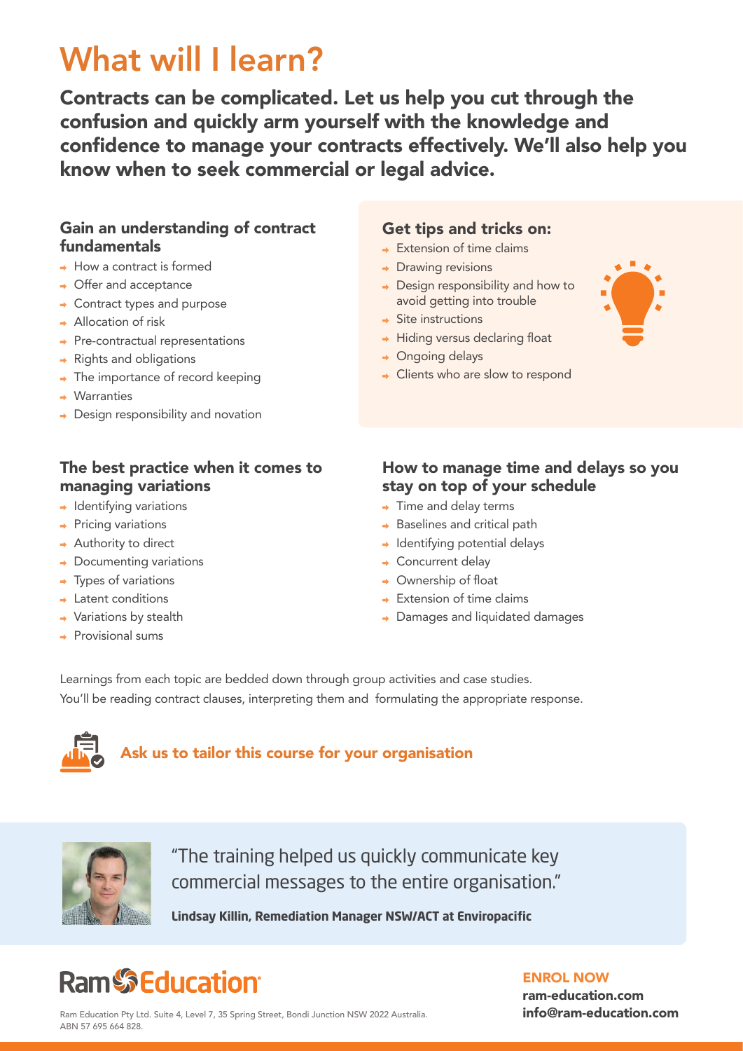# What will I learn?

**Contracts can be complicated. Let us help you cut through the confusion and quickly arm yourself with the knowledge and confidence to manage your contracts effectively. We'll also help you know when to seek commercial or legal advice.**

### Gain an understanding of contract fundamentals

- How a contract is formed
- Offer and acceptance
- Contract types and purpose
- Allocation of risk
- Pre-contractual representations
- Rights and obligations
- The importance of record keeping
- Warranties
- Design responsibility and novation

### Get tips and tricks on:

- Extension of time claims
- Drawing revisions
- Design responsibility and how to avoid getting into trouble
- Site instructions
- Hiding versus declaring float
- Ongoing delays
- Clients who are slow to respond

### The best practice when it comes to managing variations

- Identifying variations
- Pricing variations
- Authority to direct
- Documenting variations
- Types of variations
- Latent conditions
- Variations by stealth
- Provisional sums

### How to manage time and delays so you stay on top of your schedule

- Time and delay terms
- Baselines and critical path
- Identifying potential delays
- Concurrent delay
- Ownership of float
- Extension of time claims
- Damages and liquidated damages

Learnings from each topic are bedded down through group activities and case studies.
You'll be reading contract clauses, interpreting them and formulating the appropriate response.

**Ask us to tailor this course for your organisation**

"The training helped us quickly communicate key commercial messages to the entire organisation."

**Lindsay Killin, Remediation Manager NSW/ACT at Enviropacific**

Ram Education

Ram Education Pty Ltd. Suite 4, Level 7, 35 Spring Street, Bondi Junction NSW 2022 Australia.
ABN 57 695 664 828.

**ENROL NOW**
**ram-education.com**
**info@ram-education.com**